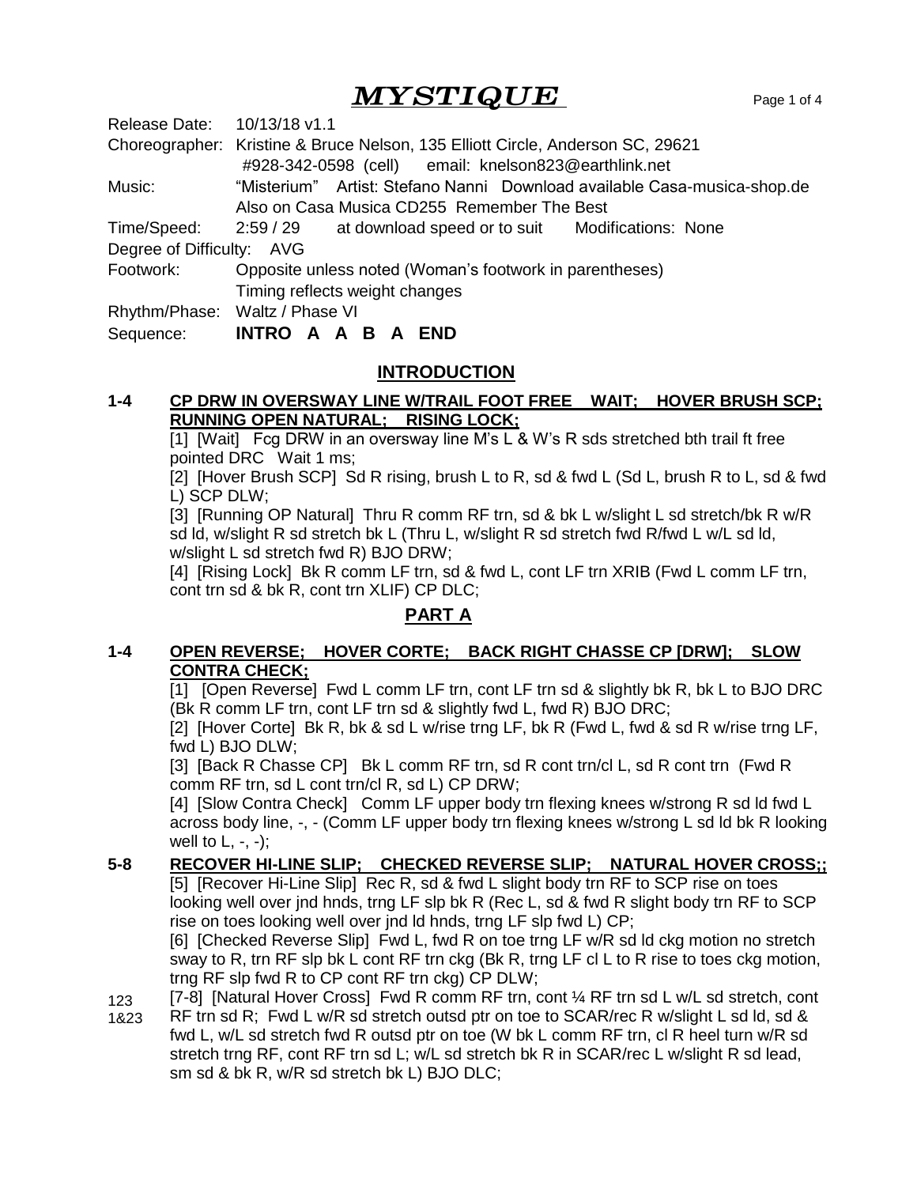# MYSTIQUE

Release Date: 10/13/18 v1.1

Choreographer: Kristine & Bruce Nelson, 135 Elliott Circle, Anderson SC, 29621
#928-342-0598 (cell) email: knelson823@earthlink.net

Music: "Misterium" Artist: Stefano Nanni Download available Casa-musica-shop.de
Also on Casa Musica CD255 Remember The Best

Time/Speed: 2:59 / 29 at download speed or to suit Modifications: None

Degree of Difficulty: AVG

Footwork: Opposite unless noted (Woman's footwork in parentheses)
Timing reflects weight changes

Rhythm/Phase: Waltz / Phase VI

Sequence: **INTRO A A B A END**

## INTRODUCTION

**1-4 CP DRW IN OVERSWAY LINE W/TRAIL FOOT FREE WAIT; HOVER BRUSH SCP; RUNNING OPEN NATURAL; RISING LOCK;**

[1] [Wait] Fcg DRW in an oversway line M's L & W's R sds stretched bth trail ft free pointed DRC Wait 1 ms;

[2] [Hover Brush SCP] Sd R rising, brush L to R, sd & fwd L (Sd L, brush R to L, sd & fwd L) SCP DLW;

[3] [Running OP Natural] Thru R comm RF trn, sd & bk L w/slight L sd stretch/bk R w/R sd ld, w/slight R sd stretch bk L (Thru L, w/slight R sd stretch fwd R/fwd L w/L sd ld, w/slight L sd stretch fwd R) BJO DRW;

[4] [Rising Lock] Bk R comm LF trn, sd & fwd L, cont LF trn XRIB (Fwd L comm LF trn, cont trn sd & bk R, cont trn XLIF) CP DLC;

## PART A

**1-4 OPEN REVERSE; HOVER CORTE; BACK RIGHT CHASSE CP [DRW]; SLOW CONTRA CHECK;**

[1] [Open Reverse] Fwd L comm LF trn, cont LF trn sd & slightly bk R, bk L to BJO DRC (Bk R comm LF trn, cont LF trn sd & slightly fwd L, fwd R) BJO DRC;

[2] [Hover Corte] Bk R, bk & sd L w/rise trng LF, bk R (Fwd L, fwd & sd R w/rise trng LF, fwd L) BJO DLW;

[3] [Back R Chasse CP] Bk L comm RF trn, sd R cont trn/cl L, sd R cont trn (Fwd R comm RF trn, sd L cont trn/cl R, sd L) CP DRW;

[4] [Slow Contra Check] Comm LF upper body trn flexing knees w/strong R sd ld fwd L across body line, -, - (Comm LF upper body trn flexing knees w/strong L sd ld bk R looking well to L, -, -);

**5-8 RECOVER HI-LINE SLIP; CHECKED REVERSE SLIP; NATURAL HOVER CROSS;;**

[5] [Recover Hi-Line Slip] Rec R, sd & fwd L slight body trn RF to SCP rise on toes looking well over jnd hnds, trng LF slp bk R (Rec L, sd & fwd R slight body trn RF to SCP rise on toes looking well over jnd ld hnds, trng LF slp fwd L) CP;

[6] [Checked Reverse Slip] Fwd L, fwd R on toe trng LF w/R sd ld ckg motion no stretch sway to R, trn RF slp bk L cont RF trn ckg (Bk R, trng LF cl L to R rise to toes ckg motion, trng RF slp fwd R to CP cont RF trn ckg) CP DLW;

123
1&23

[7-8] [Natural Hover Cross] Fwd R comm RF trn, cont ¼ RF trn sd L w/L sd stretch, cont RF trn sd R; Fwd L w/R sd stretch outsd ptr on toe to SCAR/rec R w/slight L sd ld, sd & fwd L, w/L sd stretch fwd R outsd ptr on toe (W bk L comm RF trn, cl R heel turn w/R sd stretch trng RF, cont RF trn sd L; w/L sd stretch bk R in SCAR/rec L w/slight R sd lead, sm sd & bk R, w/R sd stretch bk L) BJO DLC;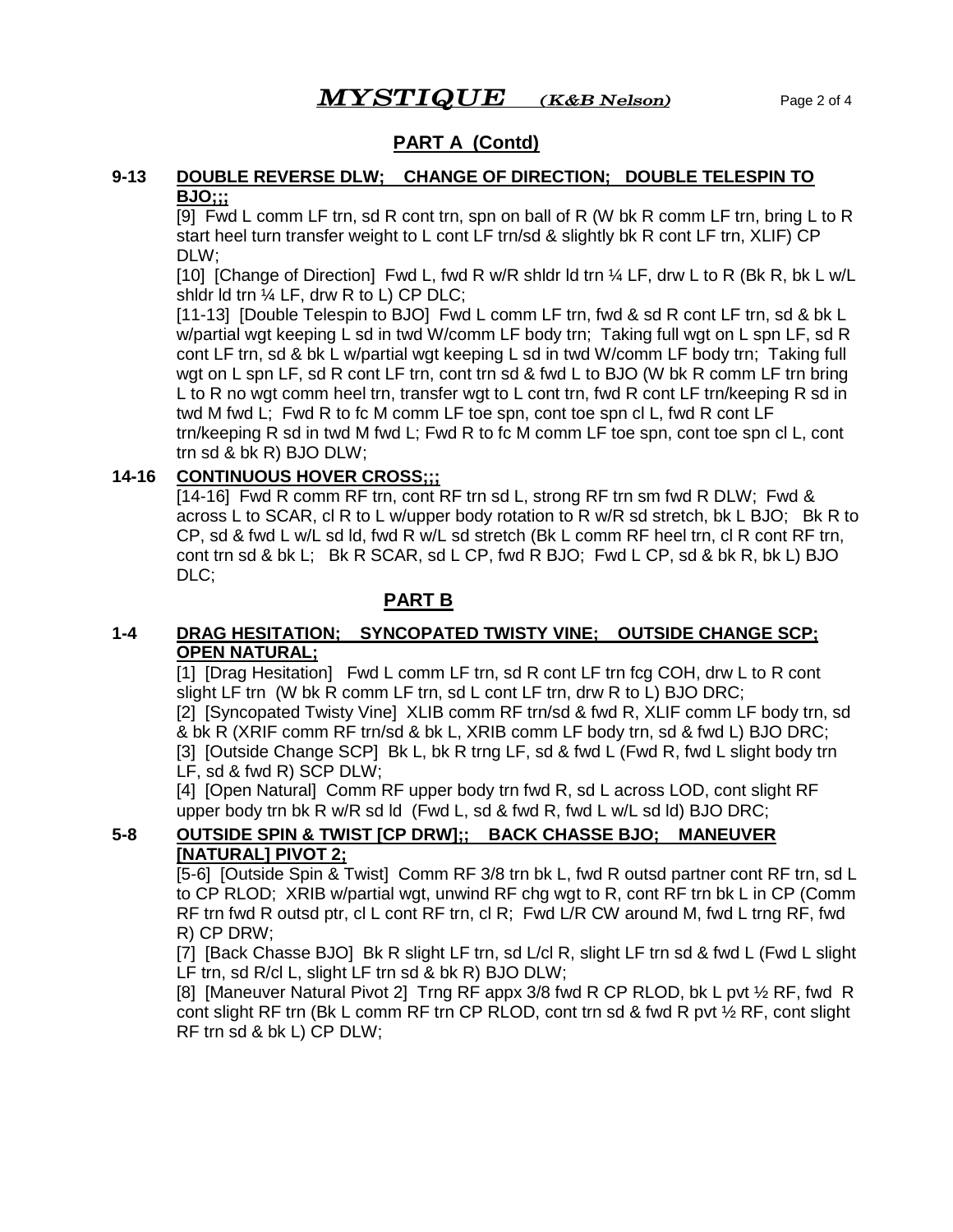## PART A (Contd)

**9-13 DOUBLE REVERSE DLW; CHANGE OF DIRECTION; DOUBLE TELESPIN TO BJO;;;**

[9] Fwd L comm LF trn, sd R cont trn, spn on ball of R (W bk R comm LF trn, bring L to R start heel turn transfer weight to L cont LF trn/sd & slightly bk R cont LF trn, XLIF) CP DLW;

[10] [Change of Direction] Fwd L, fwd R w/R shldr ld trn ¼ LF, drw L to R (Bk R, bk L w/L shldr ld trn ¼ LF, drw R to L) CP DLC;

[11-13] [Double Telespin to BJO] Fwd L comm LF trn, fwd & sd R cont LF trn, sd & bk L w/partial wgt keeping L sd in twd W/comm LF body trn; Taking full wgt on L spn LF, sd R cont LF trn, sd & bk L w/partial wgt keeping L sd in twd W/comm LF body trn; Taking full wgt on L spn LF, sd R cont LF trn, cont trn sd & fwd L to BJO (W bk R comm LF trn bring L to R no wgt comm heel trn, transfer wgt to L cont trn, fwd R cont LF trn/keeping R sd in twd M fwd L; Fwd R to fc M comm LF toe spn, cont toe spn cl L, fwd R cont LF trn/keeping R sd in twd M fwd L; Fwd R to fc M comm LF toe spn, cont toe spn cl L, cont trn sd & bk R) BJO DLW;

**14-16 CONTINUOUS HOVER CROSS;;;**

[14-16] Fwd R comm RF trn, cont RF trn sd L, strong RF trn sm fwd R DLW; Fwd & across L to SCAR, cl R to L w/upper body rotation to R w/R sd stretch, bk L BJO; Bk R to CP, sd & fwd L w/L sd ld, fwd R w/L sd stretch (Bk L comm RF heel trn, cl R cont RF trn, cont trn sd & bk L; Bk R SCAR, sd L CP, fwd R BJO; Fwd L CP, sd & bk R, bk L) BJO DLC;

## PART B

**1-4 DRAG HESITATION; SYNCOPATED TWISTY VINE; OUTSIDE CHANGE SCP; OPEN NATURAL;**

[1] [Drag Hesitation] Fwd L comm LF trn, sd R cont LF trn fcg COH, drw L to R cont slight LF trn (W bk R comm LF trn, sd L cont LF trn, drw R to L) BJO DRC;

[2] [Syncopated Twisty Vine] XLIB comm RF trn/sd & fwd R, XLIF comm LF body trn, sd & bk R (XRIF comm RF trn/sd & bk L, XRIB comm LF body trn, sd & fwd L) BJO DRC;

[3] [Outside Change SCP] Bk L, bk R trng LF, sd & fwd L (Fwd R, fwd L slight body trn LF, sd & fwd R) SCP DLW;

[4] [Open Natural] Comm RF upper body trn fwd R, sd L across LOD, cont slight RF upper body trn bk R w/R sd ld (Fwd L, sd & fwd R, fwd L w/L sd ld) BJO DRC;

**5-8 OUTSIDE SPIN & TWIST [CP DRW];; BACK CHASSE BJO; MANEUVER [NATURAL] PIVOT 2;**

[5-6] [Outside Spin & Twist] Comm RF 3/8 trn bk L, fwd R outsd partner cont RF trn, sd L to CP RLOD; XRIB w/partial wgt, unwind RF chg wgt to R, cont RF trn bk L in CP (Comm RF trn fwd R outsd ptr, cl L cont RF trn, cl R; Fwd L/R CW around M, fwd L trng RF, fwd R) CP DRW;

[7] [Back Chasse BJO] Bk R slight LF trn, sd L/cl R, slight LF trn sd & fwd L (Fwd L slight LF trn, sd R/cl L, slight LF trn sd & bk R) BJO DLW;

[8] [Maneuver Natural Pivot 2] Trng RF appx 3/8 fwd R CP RLOD, bk L pvt ½ RF, fwd R cont slight RF trn (Bk L comm RF trn CP RLOD, cont trn sd & fwd R pvt ½ RF, cont slight RF trn sd & bk L) CP DLW;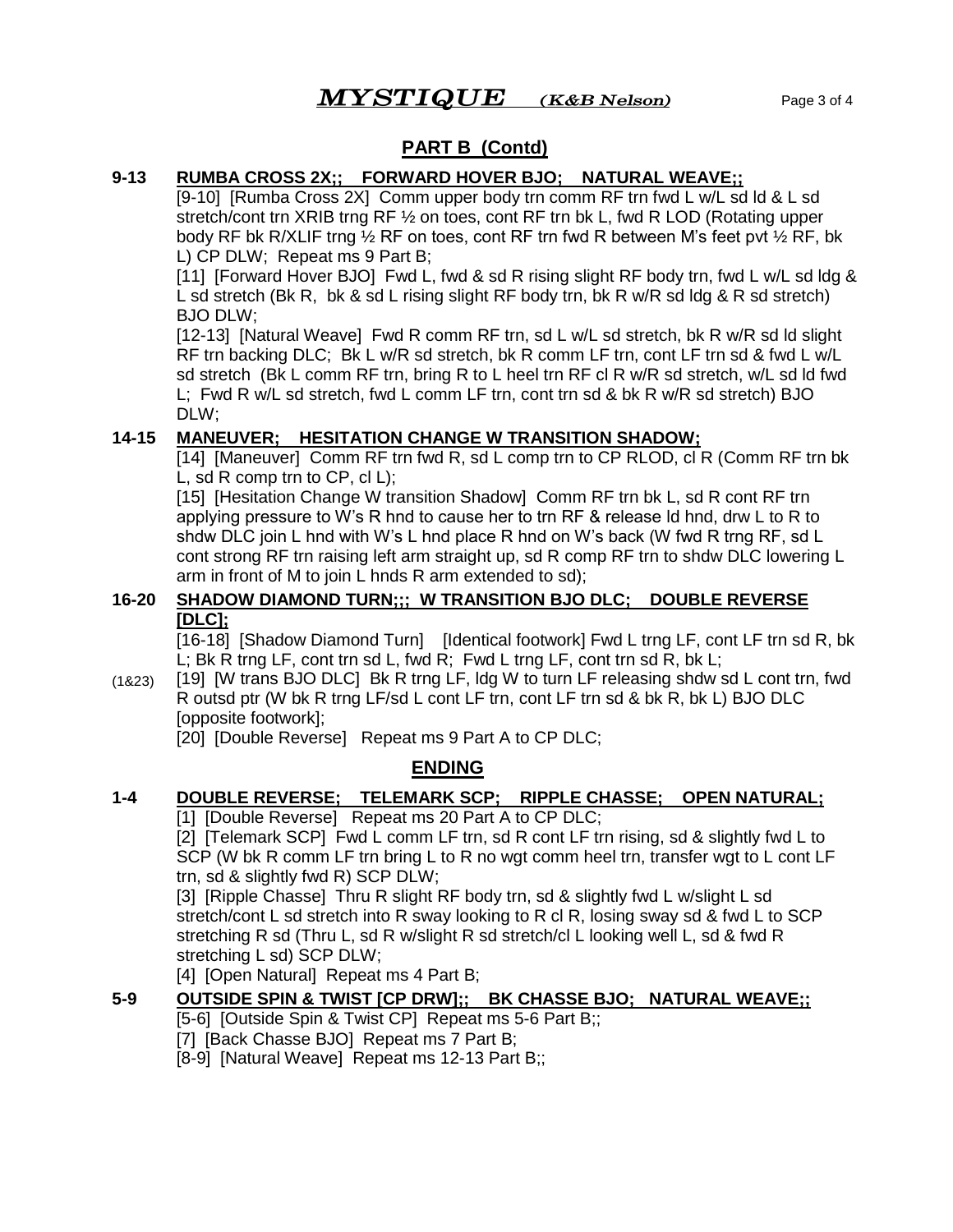## PART B (Contd)

**9-13 RUMBA CROSS 2X;; FORWARD HOVER BJO; NATURAL WEAVE;;**

[9-10] [Rumba Cross 2X] Comm upper body trn comm RF trn fwd L w/L sd ld & L sd stretch/cont trn XRIB trng RF ½ on toes, cont RF trn bk L, fwd R LOD (Rotating upper body RF bk R/XLIF trng ½ RF on toes, cont RF trn fwd R between M's feet pvt ½ RF, bk L) CP DLW; Repeat ms 9 Part B;

[11] [Forward Hover BJO] Fwd L, fwd & sd R rising slight RF body trn, fwd L w/L sd ldg & L sd stretch (Bk R, bk & sd L rising slight RF body trn, bk R w/R sd ldg & R sd stretch) BJO DLW;

[12-13] [Natural Weave] Fwd R comm RF trn, sd L w/L sd stretch, bk R w/R sd ld slight RF trn backing DLC; Bk L w/R sd stretch, bk R comm LF trn, cont LF trn sd & fwd L w/L sd stretch (Bk L comm RF trn, bring R to L heel trn RF cl R w/R sd stretch, w/L sd ld fwd L; Fwd R w/L sd stretch, fwd L comm LF trn, cont trn sd & bk R w/R sd stretch) BJO DLW;

**14-15 MANEUVER; HESITATION CHANGE W TRANSITION SHADOW;**

[14] [Maneuver] Comm RF trn fwd R, sd L comp trn to CP RLOD, cl R (Comm RF trn bk L, sd R comp trn to CP, cl L);

[15] [Hesitation Change W transition Shadow] Comm RF trn bk L, sd R cont RF trn applying pressure to W's R hnd to cause her to trn RF & release ld hnd, drw L to R to shdw DLC join L hnd with W's L hnd place R hnd on W's back (W fwd R trng RF, sd L cont strong RF trn raising left arm straight up, sd R comp RF trn to shdw DLC lowering L arm in front of M to join L hnds R arm extended to sd);

**16-20 SHADOW DIAMOND TURN;;; W TRANSITION BJO DLC; DOUBLE REVERSE [DLC];**

[16-18] [Shadow Diamond Turn] [Identical footwork] Fwd L trng LF, cont LF trn sd R, bk L; Bk R trng LF, cont trn sd L, fwd R; Fwd L trng LF, cont trn sd R, bk L;

(1&23) [19] [W trans BJO DLC] Bk R trng LF, ldg W to turn LF releasing shdw sd L cont trn, fwd R outsd ptr (W bk R trng LF/sd L cont LF trn, cont LF trn sd & bk R, bk L) BJO DLC [opposite footwork];

[20] [Double Reverse] Repeat ms 9 Part A to CP DLC;

## ENDING

**1-4 DOUBLE REVERSE; TELEMARK SCP; RIPPLE CHASSE; OPEN NATURAL;**

[1] [Double Reverse] Repeat ms 20 Part A to CP DLC;

[2] [Telemark SCP] Fwd L comm LF trn, sd R cont LF trn rising, sd & slightly fwd L to SCP (W bk R comm LF trn bring L to R no wgt comm heel trn, transfer wgt to L cont LF trn, sd & slightly fwd R) SCP DLW;

[3] [Ripple Chasse] Thru R slight RF body trn, sd & slightly fwd L w/slight L sd stretch/cont L sd stretch into R sway looking to R cl R, losing sway sd & fwd L to SCP stretching R sd (Thru L, sd R w/slight R sd stretch/cl L looking well L, sd & fwd R stretching L sd) SCP DLW;

[4] [Open Natural] Repeat ms 4 Part B;

**5-9 OUTSIDE SPIN & TWIST [CP DRW];; BK CHASSE BJO; NATURAL WEAVE;;**

[5-6] [Outside Spin & Twist CP] Repeat ms 5-6 Part B;;

[7] [Back Chasse BJO] Repeat ms 7 Part B;

[8-9] [Natural Weave] Repeat ms 12-13 Part B;;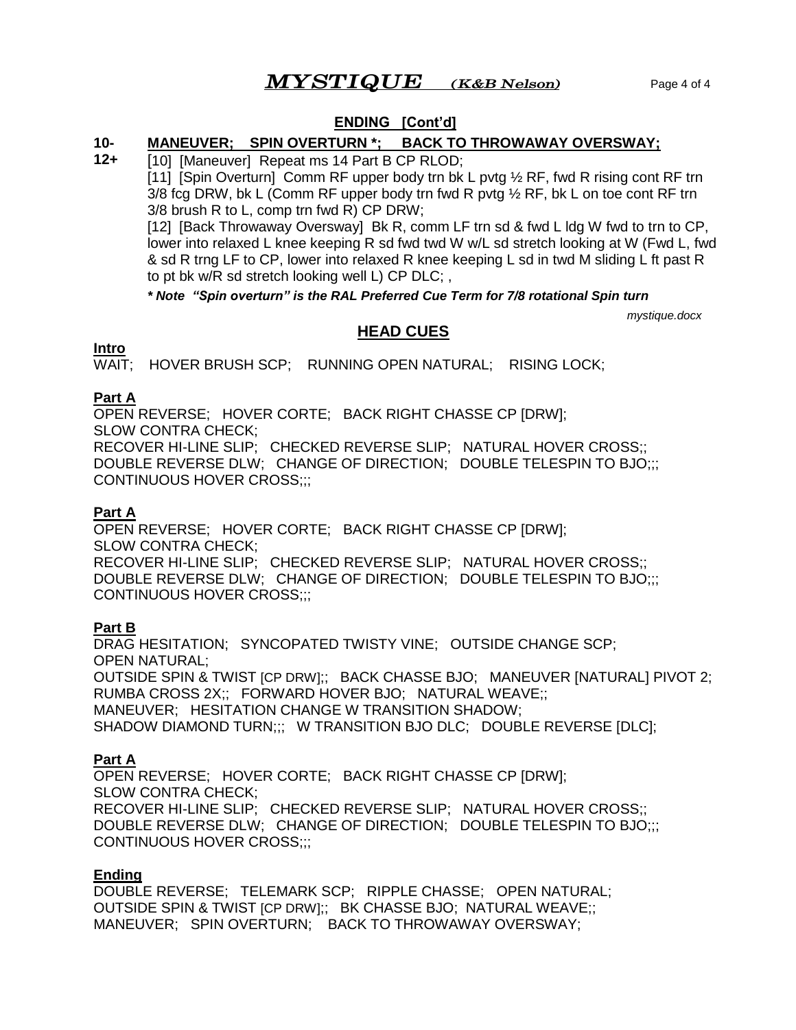## ENDING [Cont'd]

**10- 12+ MANEUVER; SPIN OVERTURN *; BACK TO THROWAWAY OVERSWAY;**

[10] [Maneuver] Repeat ms 14 Part B CP RLOD;

[11] [Spin Overturn] Comm RF upper body trn bk L pvtg ½ RF, fwd R rising cont RF trn 3/8 fcg DRW, bk L (Comm RF upper body trn fwd R pvtg ½ RF, bk L on toe cont RF trn 3/8 brush R to L, comp trn fwd R) CP DRW;

[12] [Back Throwaway Oversway] Bk R, comm LF trn sd & fwd L ldg W fwd to trn to CP, lower into relaxed L knee keeping R sd fwd twd W w/L sd stretch looking at W (Fwd L, fwd & sd R trng LF to CP, lower into relaxed R knee keeping L sd in twd M sliding L ft past R to pt bk w/R sd stretch looking well L) CP DLC; ,

***\* Note "Spin overturn" is the RAL Preferred Cue Term for 7/8 rotational Spin turn***

*mystique.docx*

## HEAD CUES

**Intro**

WAIT; HOVER BRUSH SCP; RUNNING OPEN NATURAL; RISING LOCK;

**Part A**

OPEN REVERSE; HOVER CORTE; BACK RIGHT CHASSE CP [DRW];
SLOW CONTRA CHECK;
RECOVER HI-LINE SLIP; CHECKED REVERSE SLIP; NATURAL HOVER CROSS;;
DOUBLE REVERSE DLW; CHANGE OF DIRECTION; DOUBLE TELESPIN TO BJO;;;
CONTINUOUS HOVER CROSS;;;

**Part A**

OPEN REVERSE; HOVER CORTE; BACK RIGHT CHASSE CP [DRW];
SLOW CONTRA CHECK;
RECOVER HI-LINE SLIP; CHECKED REVERSE SLIP; NATURAL HOVER CROSS;;
DOUBLE REVERSE DLW; CHANGE OF DIRECTION; DOUBLE TELESPIN TO BJO;;;
CONTINUOUS HOVER CROSS;;;

**Part B**

DRAG HESITATION; SYNCOPATED TWISTY VINE; OUTSIDE CHANGE SCP;
OPEN NATURAL;
OUTSIDE SPIN & TWIST [CP DRW];; BACK CHASSE BJO; MANEUVER [NATURAL] PIVOT 2;
RUMBA CROSS 2X;; FORWARD HOVER BJO; NATURAL WEAVE;;
MANEUVER; HESITATION CHANGE W TRANSITION SHADOW;
SHADOW DIAMOND TURN;;; W TRANSITION BJO DLC; DOUBLE REVERSE [DLC];

**Part A**

OPEN REVERSE; HOVER CORTE; BACK RIGHT CHASSE CP [DRW];
SLOW CONTRA CHECK;
RECOVER HI-LINE SLIP; CHECKED REVERSE SLIP; NATURAL HOVER CROSS;;
DOUBLE REVERSE DLW; CHANGE OF DIRECTION; DOUBLE TELESPIN TO BJO;;;
CONTINUOUS HOVER CROSS;;;

**Ending**

DOUBLE REVERSE; TELEMARK SCP; RIPPLE CHASSE; OPEN NATURAL;
OUTSIDE SPIN & TWIST [CP DRW];; BK CHASSE BJO; NATURAL WEAVE;;
MANEUVER; SPIN OVERTURN; BACK TO THROWAWAY OVERSWAY;